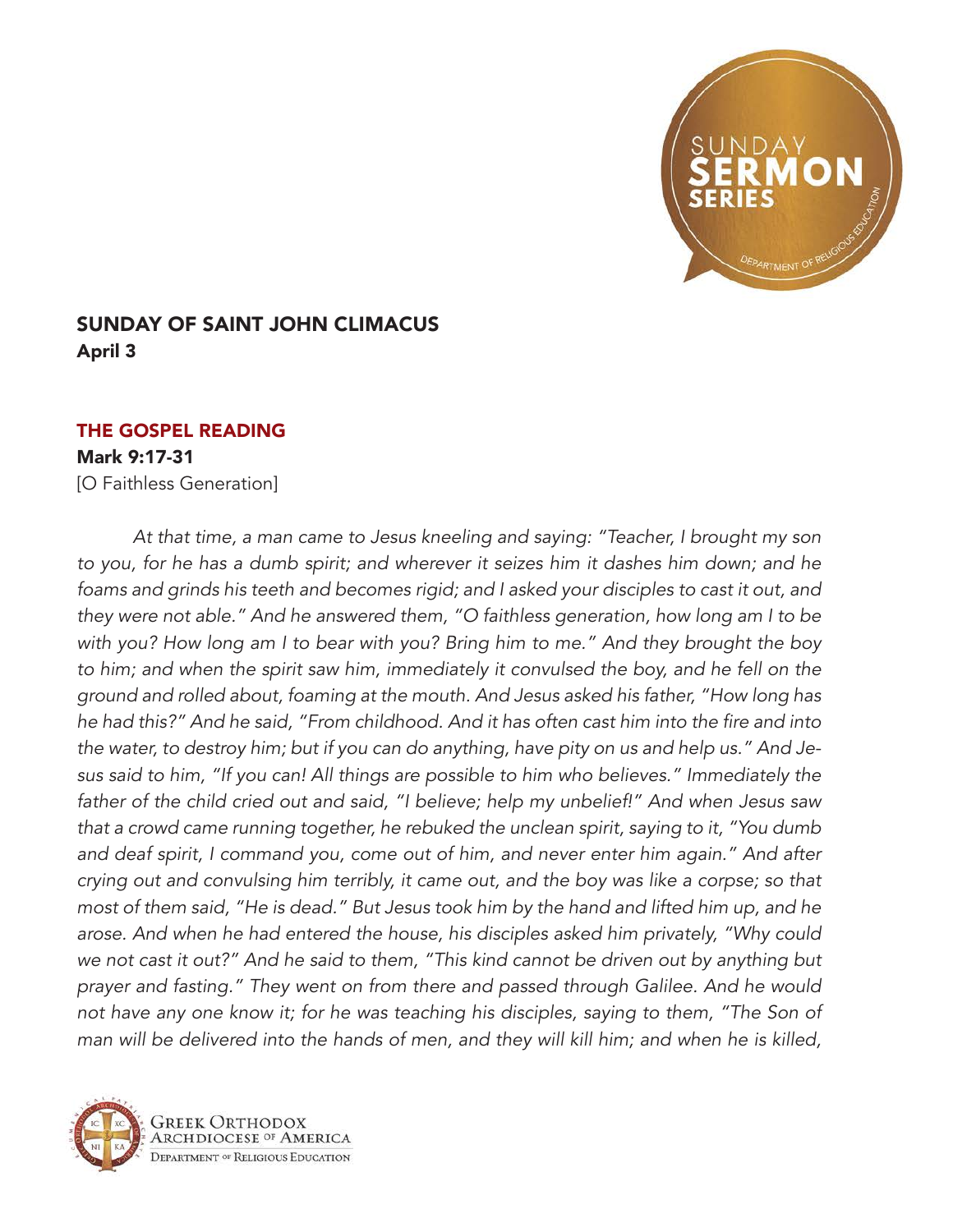## SUNDAY OF SAINT JOHN CLIMACUS

**April 3**

### THE GOSPEL READING

**Mark 9:17-31**

[O Faithless Generation]

*At that time, a man came to Jesus kneeling and saying: "Teacher, I brought my son to you, for he has a dumb spirit; and wherever it seizes him it dashes him down; and he foams and grinds his teeth and becomes rigid; and I asked your disciples to cast it out, and they were not able." And he answered them, "O faithless generation, how long am I to be with you? How long am I to bear with you? Bring him to me." And they brought the boy to him; and when the spirit saw him, immediately it convulsed the boy, and he fell on the ground and rolled about, foaming at the mouth. And Jesus asked his father, "How long has he had this?" And he said, "From childhood. And it has often cast him into the fire and into the water, to destroy him; but if you can do anything, have pity on us and help us." And Jesus said to him, "If you can! All things are possible to him who believes." Immediately the father of the child cried out and said, "I believe; help my unbelief!" And when Jesus saw that a crowd came running together, he rebuked the unclean spirit, saying to it, "You dumb and deaf spirit, I command you, come out of him, and never enter him again." And after crying out and convulsing him terribly, it came out, and the boy was like a corpse; so that most of them said, "He is dead." But Jesus took him by the hand and lifted him up, and he arose. And when he had entered the house, his disciples asked him privately, "Why could we not cast it out?" And he said to them, "This kind cannot be driven out by anything but prayer and fasting." They went on from there and passed through Galilee. And he would not have any one know it; for he was teaching his disciples, saying to them, "The Son of man will be delivered into the hands of men, and they will kill him; and when he is killed,*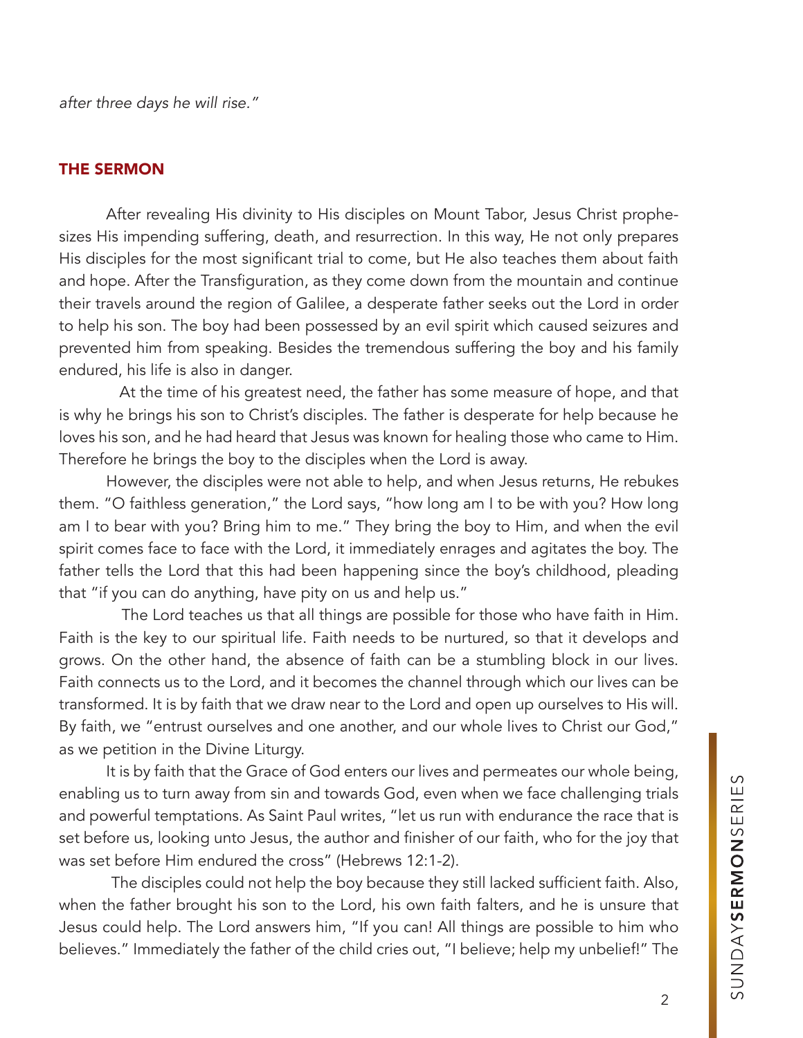*after three days he will rise."*

## THE SERMON

After revealing His divinity to His disciples on Mount Tabor, Jesus Christ prophesizes His impending suffering, death, and resurrection. In this way, He not only prepares His disciples for the most significant trial to come, but He also teaches them about faith and hope. After the Transfiguration, as they come down from the mountain and continue their travels around the region of Galilee, a desperate father seeks out the Lord in order to help his son. The boy had been possessed by an evil spirit which caused seizures and prevented him from speaking. Besides the tremendous suffering the boy and his family endured, his life is also in danger.

At the time of his greatest need, the father has some measure of hope, and that is why he brings his son to Christ's disciples. The father is desperate for help because he loves his son, and he had heard that Jesus was known for healing those who came to Him. Therefore he brings the boy to the disciples when the Lord is away.

However, the disciples were not able to help, and when Jesus returns, He rebukes them. "O faithless generation," the Lord says, "how long am I to be with you? How long am I to bear with you? Bring him to me." They bring the boy to Him, and when the evil spirit comes face to face with the Lord, it immediately enrages and agitates the boy. The father tells the Lord that this had been happening since the boy's childhood, pleading that "if you can do anything, have pity on us and help us."

The Lord teaches us that all things are possible for those who have faith in Him. Faith is the key to our spiritual life. Faith needs to be nurtured, so that it develops and grows. On the other hand, the absence of faith can be a stumbling block in our lives. Faith connects us to the Lord, and it becomes the channel through which our lives can be transformed. It is by faith that we draw near to the Lord and open up ourselves to His will. By faith, we "entrust ourselves and one another, and our whole lives to Christ our God," as we petition in the Divine Liturgy.

It is by faith that the Grace of God enters our lives and permeates our whole being, enabling us to turn away from sin and towards God, even when we face challenging trials and powerful temptations. As Saint Paul writes, "let us run with endurance the race that is set before us, looking unto Jesus, the author and finisher of our faith, who for the joy that was set before Him endured the cross" (Hebrews 12:1-2).

The disciples could not help the boy because they still lacked sufficient faith. Also, when the father brought his son to the Lord, his own faith falters, and he is unsure that Jesus could help. The Lord answers him, "If you can! All things are possible to him who believes." Immediately the father of the child cries out, "I believe; help my unbelief!" The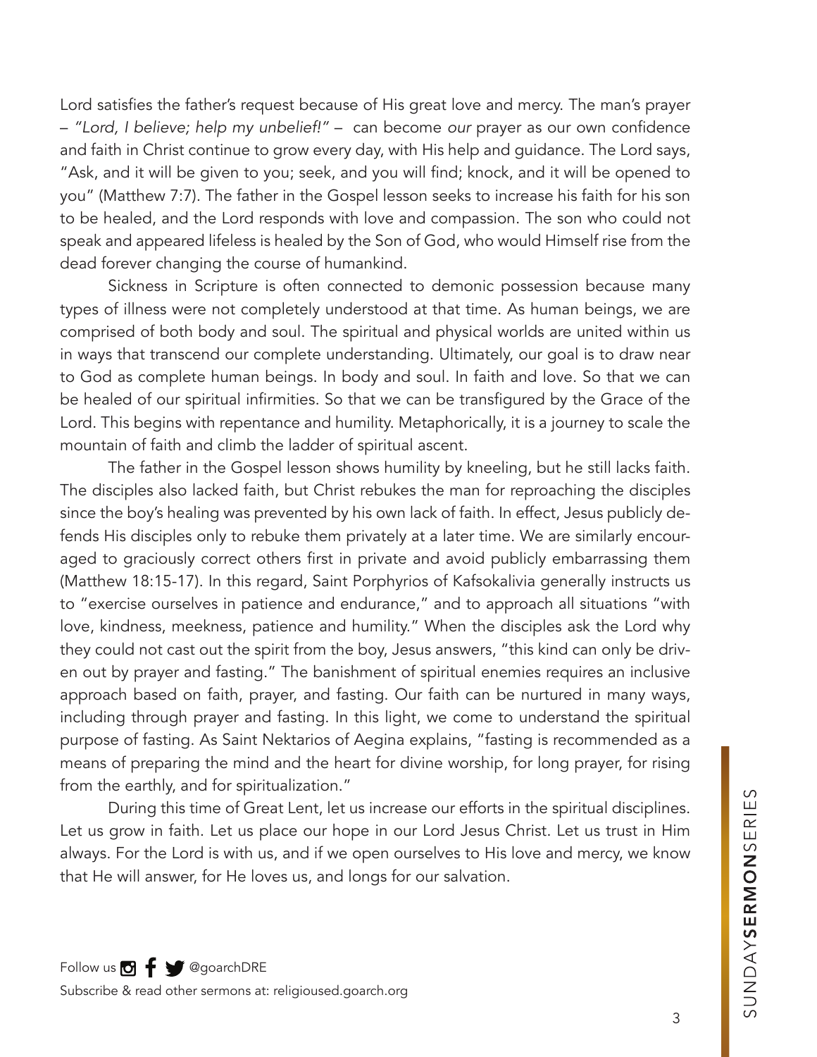Lord satisfies the father's request because of His great love and mercy. The man's prayer – "*Lord, I believe; help my unbelief!*" – can become *our* prayer as our own confidence and faith in Christ continue to grow every day, with His help and guidance. The Lord says, "Ask, and it will be given to you; seek, and you will find; knock, and it will be opened to you" (Matthew 7:7). The father in the Gospel lesson seeks to increase his faith for his son to be healed, and the Lord responds with love and compassion. The son who could not speak and appeared lifeless is healed by the Son of God, who would Himself rise from the dead forever changing the course of humankind.

Sickness in Scripture is often connected to demonic possession because many types of illness were not completely understood at that time. As human beings, we are comprised of both body and soul. The spiritual and physical worlds are united within us in ways that transcend our complete understanding. Ultimately, our goal is to draw near to God as complete human beings. In body and soul. In faith and love. So that we can be healed of our spiritual infirmities. So that we can be transfigured by the Grace of the Lord. This begins with repentance and humility. Metaphorically, it is a journey to scale the mountain of faith and climb the ladder of spiritual ascent.

The father in the Gospel lesson shows humility by kneeling, but he still lacks faith. The disciples also lacked faith, but Christ rebukes the man for reproaching the disciples since the boy's healing was prevented by his own lack of faith. In effect, Jesus publicly defends His disciples only to rebuke them privately at a later time. We are similarly encouraged to graciously correct others first in private and avoid publicly embarrassing them (Matthew 18:15-17). In this regard, Saint Porphyrios of Kafsokalivia generally instructs us to "exercise ourselves in patience and endurance," and to approach all situations "with love, kindness, meekness, patience and humility." When the disciples ask the Lord why they could not cast out the spirit from the boy, Jesus answers, "this kind can only be driven out by prayer and fasting." The banishment of spiritual enemies requires an inclusive approach based on faith, prayer, and fasting. Our faith can be nurtured in many ways, including through prayer and fasting. In this light, we come to understand the spiritual purpose of fasting. As Saint Nektarios of Aegina explains, "fasting is recommended as a means of preparing the mind and the heart for divine worship, for long prayer, for rising from the earthly, and for spiritualization."

During this time of Great Lent, let us increase our efforts in the spiritual disciplines. Let us grow in faith. Let us place our hope in our Lord Jesus Christ. Let us trust in Him always. For the Lord is with us, and if we open ourselves to His love and mercy, we know that He will answer, for He loves us, and longs for our salvation.

Follow us @goarchDRE

Subscribe & read other sermons at: religioused.goarch.org